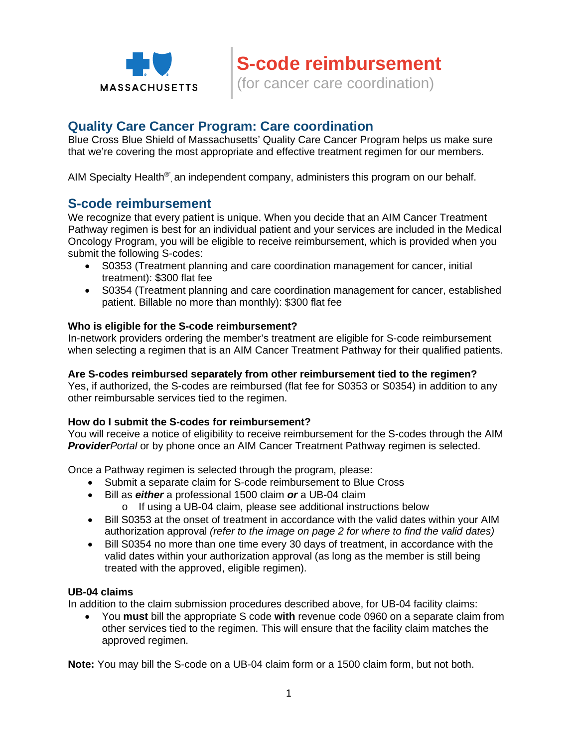MASSACHUSETTS

# S-code reimbursement

(for cancer care coordination)

## Quality Care Cancer Program: Care coordination

Blue Cross Blue Shield of Massachusetts' Quality Care Cancer Program helps us make sure that we're covering the most appropriate and effective treatment regimen for our members.

AIM Specialty Health®, an independent company, administers this program on our behalf.

## S-code reimbursement

We recognize that every patient is unique. When you decide that an AIM Cancer Treatment Pathway regimen is best for an individual patient and your services are included in the Medical Oncology Program, you will be eligible to receive reimbursement, which is provided when you submit the following S-codes:

- S0353 (Treatment planning and care coordination management for cancer, initial treatment): $300 flat fee
- S0354 (Treatment planning and care coordination management for cancer, established patient. Billable no more than monthly): $300 flat fee

**Who is eligible for the S-code reimbursement?**
In-network providers ordering the member's treatment are eligible for S-code reimbursement when selecting a regimen that is an AIM Cancer Treatment Pathway for their qualified patients.

**Are S-codes reimbursed separately from other reimbursement tied to the regimen?**
Yes, if authorized, the S-codes are reimbursed (flat fee for S0353 or S0354) in addition to any other reimbursable services tied to the regimen.

**How do I submit the S-codes for reimbursement?**
You will receive a notice of eligibility to receive reimbursement for the S-codes through the AIM ***Provider**Portal* or by phone once an AIM Cancer Treatment Pathway regimen is selected.

Once a Pathway regimen is selected through the program, please:

- Submit a separate claim for S-code reimbursement to Blue Cross
- Bill as ***either*** a professional 1500 claim ***or*** a UB-04 claim
  - If using a UB-04 claim, please see additional instructions below
- Bill S0353 at the onset of treatment in accordance with the valid dates within your AIM authorization approval *(refer to the image on page 2 for where to find the valid dates)*
- Bill S0354 no more than one time every 30 days of treatment, in accordance with the valid dates within your authorization approval (as long as the member is still being treated with the approved, eligible regimen).

**UB-04 claims**
In addition to the claim submission procedures described above, for UB-04 facility claims:

- You **must** bill the appropriate S code **with** revenue code 0960 on a separate claim from other services tied to the regimen. This will ensure that the facility claim matches the approved regimen.

**Note:** You may bill the S-code on a UB-04 claim form or a 1500 claim form, but not both.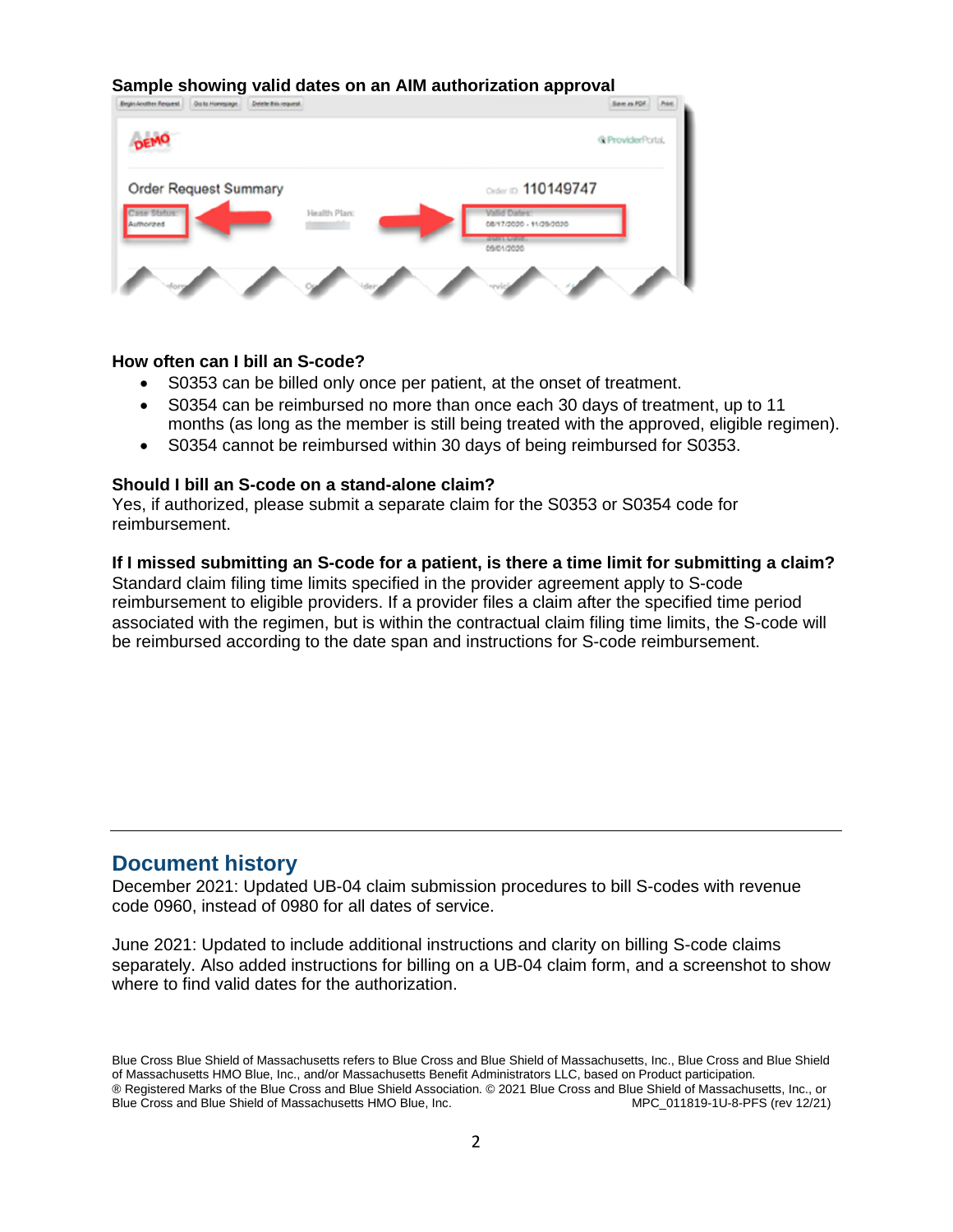**Sample showing valid dates on an AIM authorization approval**

**How often can I bill an S-code?**

- S0353 can be billed only once per patient, at the onset of treatment.
- S0354 can be reimbursed no more than once each 30 days of treatment, up to 11 months (as long as the member is still being treated with the approved, eligible regimen).
- S0354 cannot be reimbursed within 30 days of being reimbursed for S0353.

**Should I bill an S-code on a stand-alone claim?**

Yes, if authorized, please submit a separate claim for the S0353 or S0354 code for reimbursement.

**If I missed submitting an S-code for a patient, is there a time limit for submitting a claim?**

Standard claim filing time limits specified in the provider agreement apply to S-code reimbursement to eligible providers. If a provider files a claim after the specified time period associated with the regimen, but is within the contractual claim filing time limits, the S-code will be reimbursed according to the date span and instructions for S-code reimbursement.

## Document history

December 2021: Updated UB-04 claim submission procedures to bill S-codes with revenue code 0960, instead of 0980 for all dates of service.

June 2021: Updated to include additional instructions and clarity on billing S-code claims separately. Also added instructions for billing on a UB-04 claim form, and a screenshot to show where to find valid dates for the authorization.

Blue Cross Blue Shield of Massachusetts refers to Blue Cross and Blue Shield of Massachusetts, Inc., Blue Cross and Blue Shield of Massachusetts HMO Blue, Inc., and/or Massachusetts Benefit Administrators LLC, based on Product participation. ® Registered Marks of the Blue Cross and Blue Shield Association. © 2021 Blue Cross and Blue Shield of Massachusetts, Inc., or Blue Cross and Blue Shield of Massachusetts HMO Blue, Inc. MPC_011819-1U-8-PFS (rev 12/21)